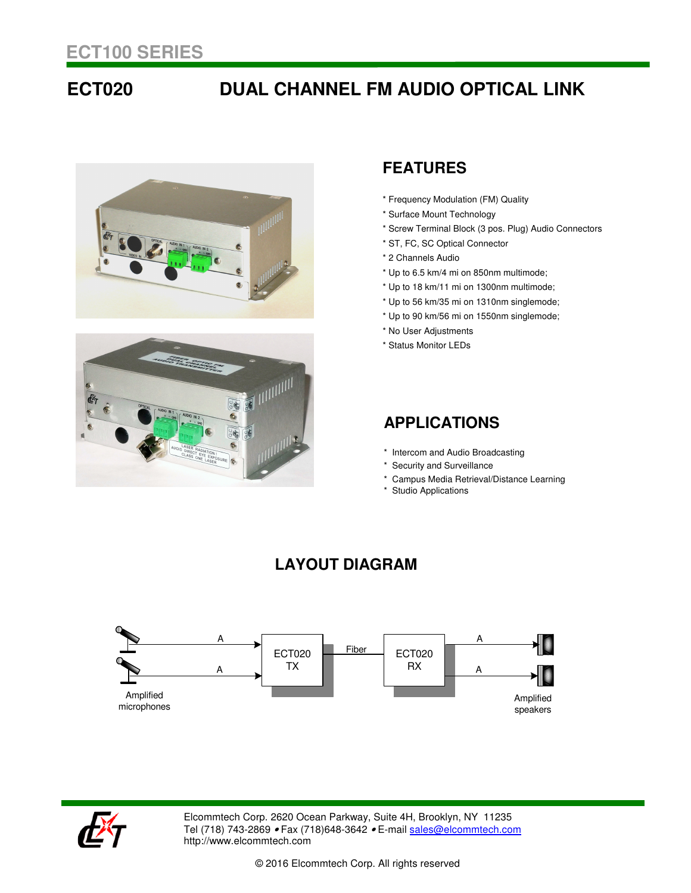ECT100 SERIES

# ECT020 DUAL CHANNEL FM AUDIO OPTICAL LINK

## FEATURES

* Frequency Modulation (FM) Quality
* Surface Mount Technology
* Screw Terminal Block (3 pos. Plug) Audio Connectors
* ST, FC, SC Optical Connector
* 2 Channels Audio
* Up to 6.5 km/4 mi on 850nm multimode;
* Up to 18 km/11 mi on 1300nm multimode;
* Up to 56 km/35 mi on 1310nm singlemode;
* Up to 90 km/56 mi on 1550nm singlemode;
* No User Adjustments
* Status Monitor LEDs

## APPLICATIONS

* Intercom and Audio Broadcasting
* Security and Surveillance
* Campus Media Retrieval/Distance Learning
* Studio Applications

## LAYOUT DIAGRAM

Amplified microphones → A → ECT020 TX → Fiber → ECT020 RX → A → Amplified speakers

Elcommtech Corp. 2620 Ocean Parkway, Suite 4H, Brooklyn, NY 11235
Tel (718) 743-2869 • Fax (718)648-3642 • E-mail sales@elcommtech.com
http://www.elcommtech.com

© 2016 Elcommtech Corp. All rights reserved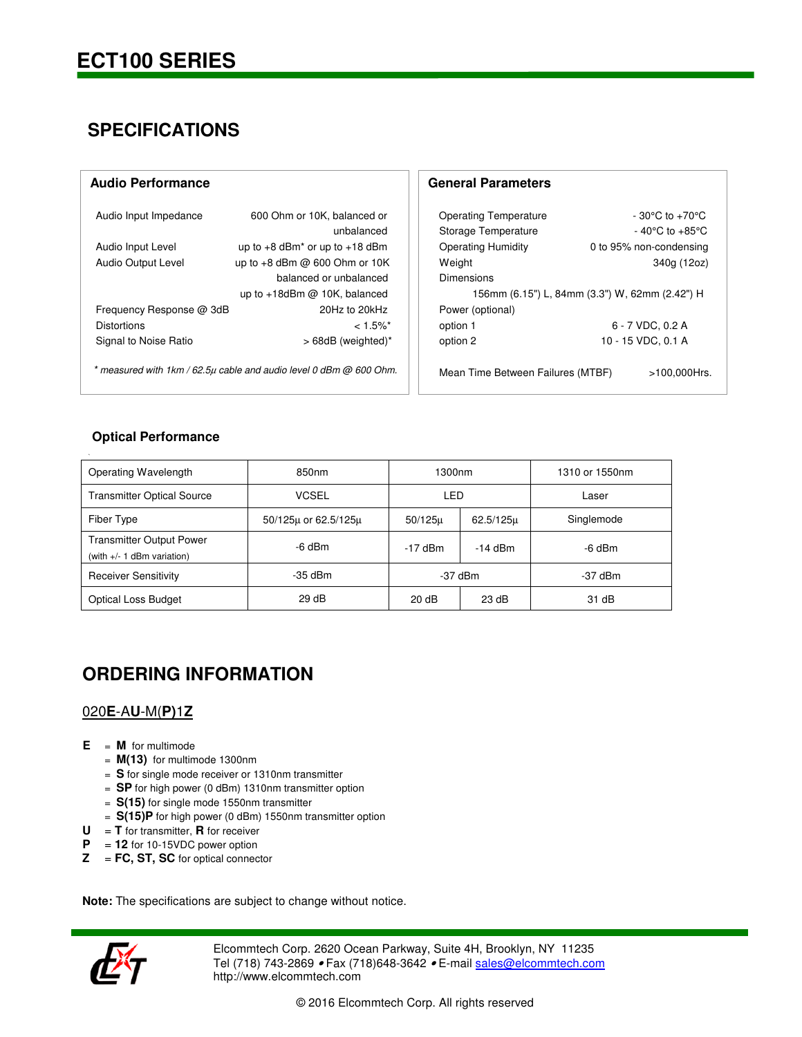# ECT100 SERIES

## SPECIFICATIONS

### Audio Performance

| | |
|---|---|
| Audio Input Impedance | 600 Ohm or 10K, balanced or unbalanced |
| Audio Input Level | up to +8 dBm* or up to +18 dBm |
| Audio Output Level | up to +8 dBm @ 600 Ohm or 10K balanced or unbalanced |
| | up to +18dBm @ 10K, balanced |
| Frequency Response @ 3dB | 20Hz to 20kHz |
| Distortions | < 1.5%* |
| Signal to Noise Ratio | > 68dB (weighted)* |

*\* measured with 1km / 62.5μ cable and audio level 0 dBm @ 600 Ohm.*

### General Parameters

| | |
|---|---|
| Operating Temperature | - 30°C to +70°C |
| Storage Temperature | - 40°C to +85°C |
| Operating Humidity | 0 to 95% non-condensing |
| Weight | 340g (12oz) |
| Dimensions | 156mm (6.15") L, 84mm (3.3") W, 62mm (2.42") H |
| Power (optional) | |
| option 1 | 6 - 7 VDC, 0.2 A |
| option 2 | 10 - 15 VDC, 0.1 A |
| Mean Time Between Failures (MTBF) | >100,000Hrs. |

### Optical Performance

| | | | | |
|---|---|---|---|---|
| Operating Wavelength | 850nm | 1300nm | | 1310 or 1550nm |
| Transmitter Optical Source | VCSEL | LED | | Laser |
| Fiber Type | 50/125μ or 62.5/125μ | 50/125μ | 62.5/125μ | Singlemode |
| Transmitter Output Power (with +/- 1 dBm variation) | -6 dBm | -17 dBm | -14 dBm | -6 dBm |
| Receiver Sensitivity | -35 dBm | -37 dBm | | -37 dBm |
| Optical Loss Budget | 29 dB | 20 dB | 23 dB | 31 dB |

## ORDERING INFORMATION

020**E**-A**U**-M(**P**)1**Z**

**E** = **M** for multimode
= **M(13)** for multimode 1300nm
= **S** for single mode receiver or 1310nm transmitter
= **SP** for high power (0 dBm) 1310nm transmitter option
= **S(15)** for single mode 1550nm transmitter
= **S(15)P** for high power (0 dBm) 1550nm transmitter option

**U** = **T** for transmitter, **R** for receiver

**P** = **12** for 10-15VDC power option

**Z** = **FC, ST, SC** for optical connector

**Note:** The specifications are subject to change without notice.

Elcommtech Corp. 2620 Ocean Parkway, Suite 4H, Brooklyn, NY 11235
Tel (718) 743-2869 • Fax (718)648-3642 • E-mail sales@elcommtech.com
http://www.elcommtech.com

© 2016 Elcommtech Corp. All rights reserved